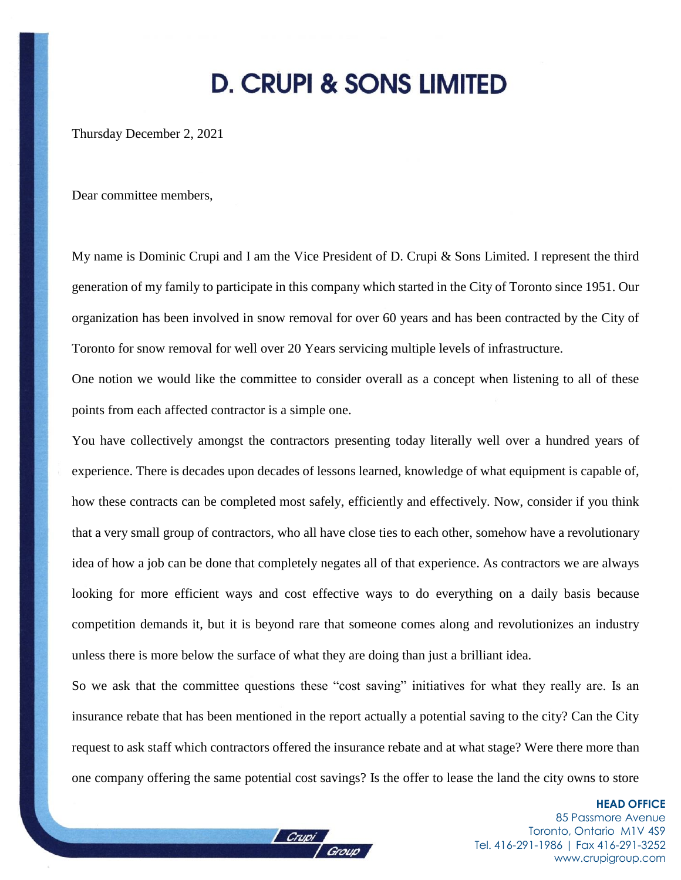# D. CRUPI & SONS LIMITED

Thursday December 2, 2021

Dear committee members,

My name is Dominic Crupi and I am the Vice President of D. Crupi & Sons Limited. I represent the third generation of my family to participate in this company which started in the City of Toronto since 1951. Our organization has been involved in snow removal for over 60 years and has been contracted by the City of Toronto for snow removal for well over 20 Years servicing multiple levels of infrastructure.

One notion we would like the committee to consider overall as a concept when listening to all of these points from each affected contractor is a simple one.

You have collectively amongst the contractors presenting today literally well over a hundred years of experience. There is decades upon decades of lessons learned, knowledge of what equipment is capable of, how these contracts can be completed most safely, efficiently and effectively. Now, consider if you think that a very small group of contractors, who all have close ties to each other, somehow have a revolutionary idea of how a job can be done that completely negates all of that experience. As contractors we are always looking for more efficient ways and cost effective ways to do everything on a daily basis because competition demands it, but it is beyond rare that someone comes along and revolutionizes an industry unless there is more below the surface of what they are doing than just a brilliant idea.

So we ask that the committee questions these "cost saving" initiatives for what they really are. Is an insurance rebate that has been mentioned in the report actually a potential saving to the city? Can the City request to ask staff which contractors offered the insurance rebate and at what stage? Were there more than one company offering the same potential cost savings? Is the offer to lease the land the city owns to store

**HEAD OFFICE**
85 Passmore Avenue
Toronto, Ontario M1V 4S9
Tel. 416-291-1986 | Fax 416-291-3252
www.crupigroup.com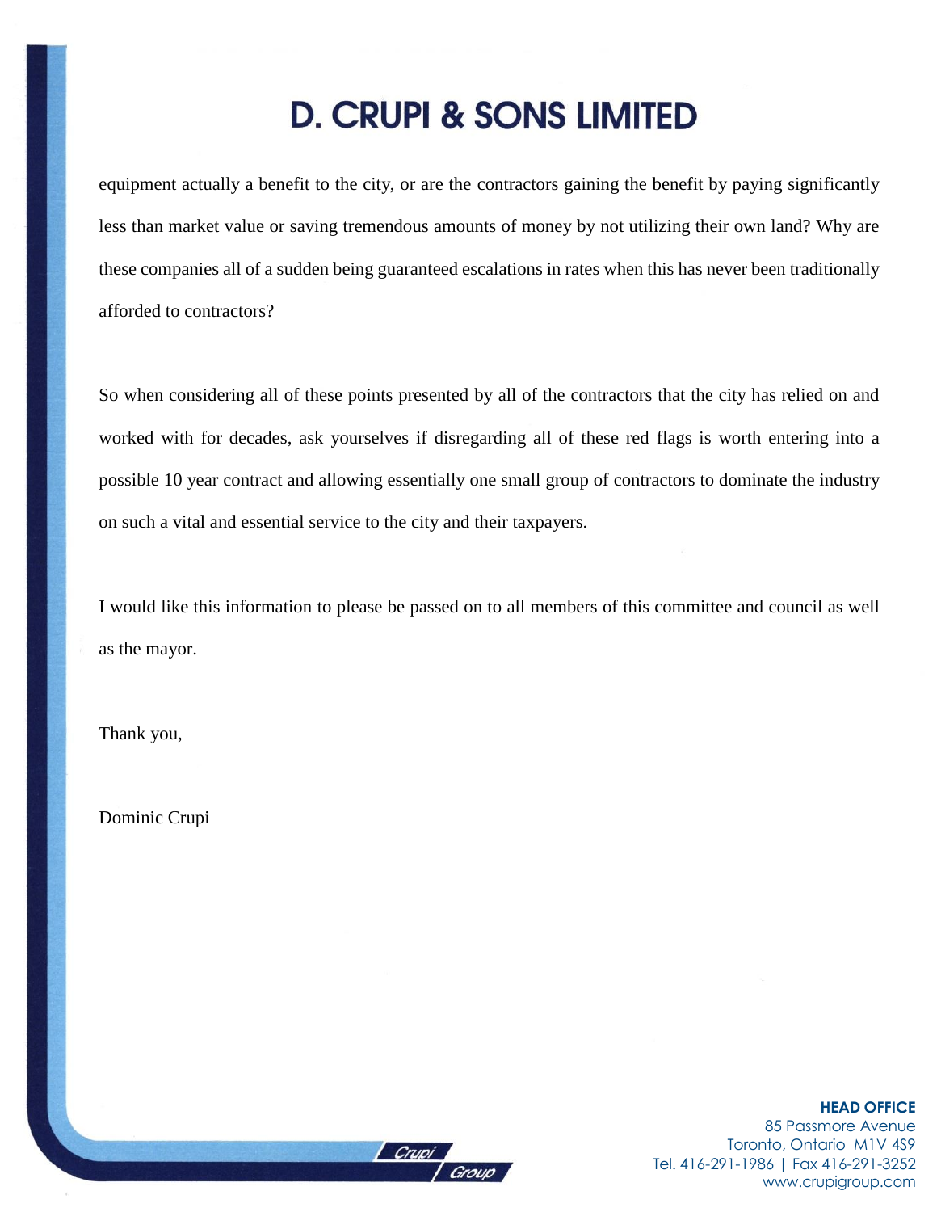# D. CRUPI & SONS LIMITED

equipment actually a benefit to the city, or are the contractors gaining the benefit by paying significantly less than market value or saving tremendous amounts of money by not utilizing their own land? Why are these companies all of a sudden being guaranteed escalations in rates when this has never been traditionally afforded to contractors?

So when considering all of these points presented by all of the contractors that the city has relied on and worked with for decades, ask yourselves if disregarding all of these red flags is worth entering into a possible 10 year contract and allowing essentially one small group of contractors to dominate the industry on such a vital and essential service to the city and their taxpayers.

I would like this information to please be passed on to all members of this committee and council as well as the mayor.

Thank you,

Dominic Crupi

Crupi Group

**HEAD OFFICE**
85 Passmore Avenue
Toronto, Ontario M1V 4S9
Tel. 416-291-1986 | Fax 416-291-3252
www.crupigroup.com